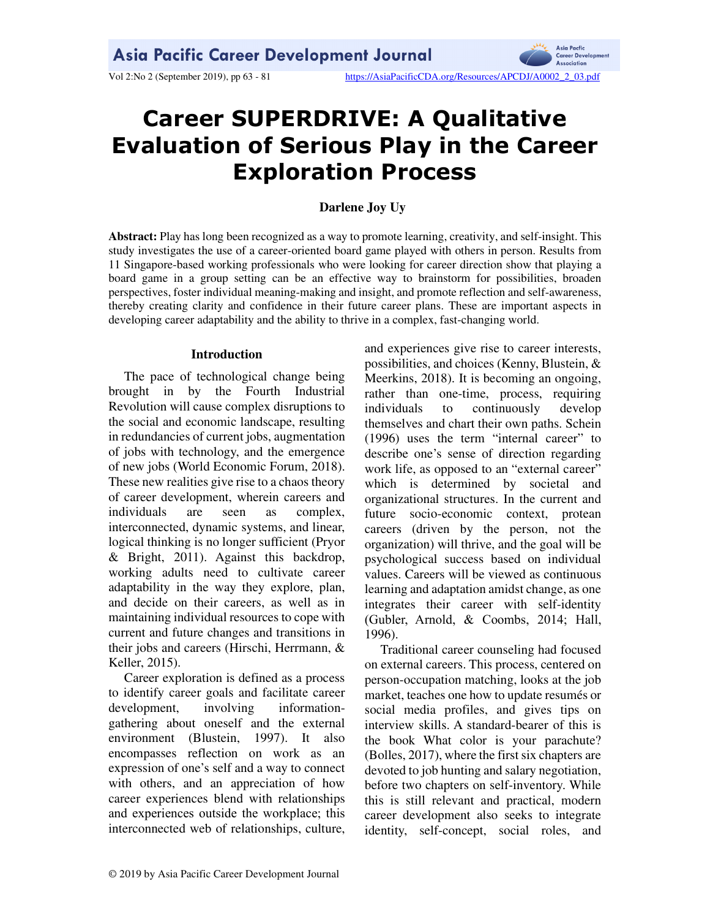# Career SUPERDRIVE: A Qualitative Evaluation of Serious Play in the Career Exploration Process

**Darlene Joy Uy**

**Abstract:** Play has long been recognized as a way to promote learning, creativity, and self-insight. This study investigates the use of a career-oriented board game played with others in person. Results from 11 Singapore-based working professionals who were looking for career direction show that playing a board game in a group setting can be an effective way to brainstorm for possibilities, broaden perspectives, foster individual meaning-making and insight, and promote reflection and self-awareness, thereby creating clarity and confidence in their future career plans. These are important aspects in developing career adaptability and the ability to thrive in a complex, fast-changing world.

## Introduction

The pace of technological change being brought in by the Fourth Industrial Revolution will cause complex disruptions to the social and economic landscape, resulting in redundancies of current jobs, augmentation of jobs with technology, and the emergence of new jobs (World Economic Forum, 2018). These new realities give rise to a chaos theory of career development, wherein careers and individuals are seen as complex, interconnected, dynamic systems, and linear, logical thinking is no longer sufficient (Pryor & Bright, 2011). Against this backdrop, working adults need to cultivate career adaptability in the way they explore, plan, and decide on their careers, as well as in maintaining individual resources to cope with current and future changes and transitions in their jobs and careers (Hirschi, Herrmann, & Keller, 2015).

Career exploration is defined as a process to identify career goals and facilitate career development, involving information-gathering about oneself and the external environment (Blustein, 1997). It also encompasses reflection on work as an expression of one's self and a way to connect with others, and an appreciation of how career experiences blend with relationships and experiences outside the workplace; this interconnected web of relationships, culture, and experiences give rise to career interests, possibilities, and choices (Kenny, Blustein, & Meerkins, 2018). It is becoming an ongoing, rather than one-time, process, requiring individuals to continuously develop themselves and chart their own paths. Schein (1996) uses the term "internal career" to describe one's sense of direction regarding work life, as opposed to an "external career" which is determined by societal and organizational structures. In the current and future socio-economic context, protean careers (driven by the person, not the organization) will thrive, and the goal will be psychological success based on individual values. Careers will be viewed as continuous learning and adaptation amidst change, as one integrates their career with self-identity (Gubler, Arnold, & Coombs, 2014; Hall, 1996).

Traditional career counseling had focused on external careers. This process, centered on person-occupation matching, looks at the job market, teaches one how to update resumés or social media profiles, and gives tips on interview skills. A standard-bearer of this is the book What color is your parachute? (Bolles, 2017), where the first six chapters are devoted to job hunting and salary negotiation, before two chapters on self-inventory. While this is still relevant and practical, modern career development also seeks to integrate identity, self-concept, social roles, and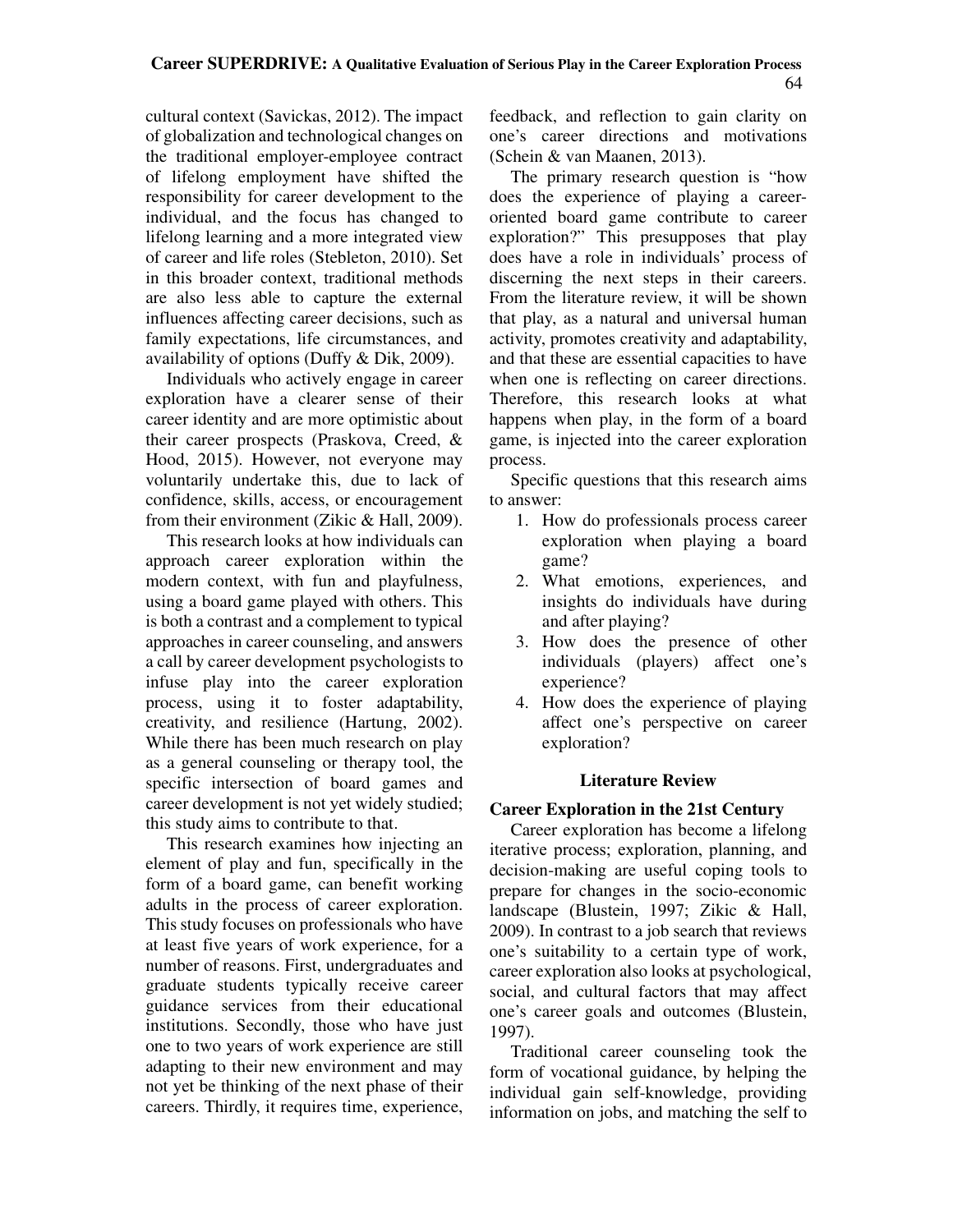cultural context (Savickas, 2012). The impact of globalization and technological changes on the traditional employer-employee contract of lifelong employment have shifted the responsibility for career development to the individual, and the focus has changed to lifelong learning and a more integrated view of career and life roles (Stebleton, 2010). Set in this broader context, traditional methods are also less able to capture the external influences affecting career decisions, such as family expectations, life circumstances, and availability of options (Duffy & Dik, 2009).

Individuals who actively engage in career exploration have a clearer sense of their career identity and are more optimistic about their career prospects (Praskova, Creed, & Hood, 2015). However, not everyone may voluntarily undertake this, due to lack of confidence, skills, access, or encouragement from their environment (Zikic & Hall, 2009).

This research looks at how individuals can approach career exploration within the modern context, with fun and playfulness, using a board game played with others. This is both a contrast and a complement to typical approaches in career counseling, and answers a call by career development psychologists to infuse play into the career exploration process, using it to foster adaptability, creativity, and resilience (Hartung, 2002). While there has been much research on play as a general counseling or therapy tool, the specific intersection of board games and career development is not yet widely studied; this study aims to contribute to that.

This research examines how injecting an element of play and fun, specifically in the form of a board game, can benefit working adults in the process of career exploration. This study focuses on professionals who have at least five years of work experience, for a number of reasons. First, undergraduates and graduate students typically receive career guidance services from their educational institutions. Secondly, those who have just one to two years of work experience are still adapting to their new environment and may not yet be thinking of the next phase of their careers. Thirdly, it requires time, experience, feedback, and reflection to gain clarity on one's career directions and motivations (Schein & van Maanen, 2013).

The primary research question is "how does the experience of playing a career-oriented board game contribute to career exploration?" This presupposes that play does have a role in individuals' process of discerning the next steps in their careers. From the literature review, it will be shown that play, as a natural and universal human activity, promotes creativity and adaptability, and that these are essential capacities to have when one is reflecting on career directions. Therefore, this research looks at what happens when play, in the form of a board game, is injected into the career exploration process.

Specific questions that this research aims to answer:

1. How do professionals process career exploration when playing a board game?
2. What emotions, experiences, and insights do individuals have during and after playing?
3. How does the presence of other individuals (players) affect one's experience?
4. How does the experience of playing affect one's perspective on career exploration?

## Literature Review

### Career Exploration in the 21st Century

Career exploration has become a lifelong iterative process; exploration, planning, and decision-making are useful coping tools to prepare for changes in the socio-economic landscape (Blustein, 1997; Zikic & Hall, 2009). In contrast to a job search that reviews one's suitability to a certain type of work, career exploration also looks at psychological, social, and cultural factors that may affect one's career goals and outcomes (Blustein, 1997).

Traditional career counseling took the form of vocational guidance, by helping the individual gain self-knowledge, providing information on jobs, and matching the self to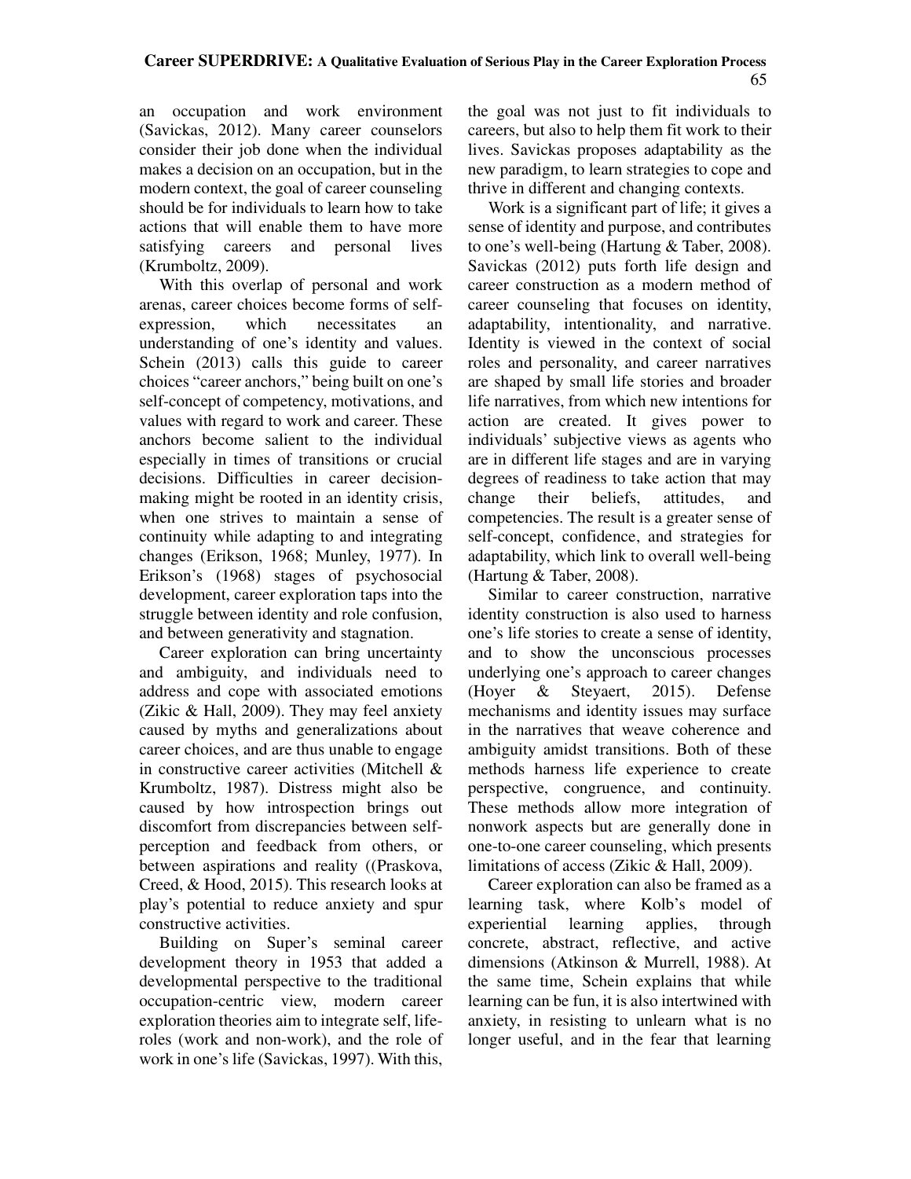an occupation and work environment (Savickas, 2012). Many career counselors consider their job done when the individual makes a decision on an occupation, but in the modern context, the goal of career counseling should be for individuals to learn how to take actions that will enable them to have more satisfying careers and personal lives (Krumboltz, 2009).

With this overlap of personal and work arenas, career choices become forms of self-expression, which necessitates an understanding of one's identity and values. Schein (2013) calls this guide to career choices "career anchors," being built on one's self-concept of competency, motivations, and values with regard to work and career. These anchors become salient to the individual especially in times of transitions or crucial decisions. Difficulties in career decision-making might be rooted in an identity crisis, when one strives to maintain a sense of continuity while adapting to and integrating changes (Erikson, 1968; Munley, 1977). In Erikson's (1968) stages of psychosocial development, career exploration taps into the struggle between identity and role confusion, and between generativity and stagnation.

Career exploration can bring uncertainty and ambiguity, and individuals need to address and cope with associated emotions (Zikic & Hall, 2009). They may feel anxiety caused by myths and generalizations about career choices, and are thus unable to engage in constructive career activities (Mitchell & Krumboltz, 1987). Distress might also be caused by how introspection brings out discomfort from discrepancies between self-perception and feedback from others, or between aspirations and reality ((Praskova, Creed, & Hood, 2015). This research looks at play's potential to reduce anxiety and spur constructive activities.

Building on Super's seminal career development theory in 1953 that added a developmental perspective to the traditional occupation-centric view, modern career exploration theories aim to integrate self, life-roles (work and non-work), and the role of work in one's life (Savickas, 1997). With this, the goal was not just to fit individuals to careers, but also to help them fit work to their lives. Savickas proposes adaptability as the new paradigm, to learn strategies to cope and thrive in different and changing contexts.

Work is a significant part of life; it gives a sense of identity and purpose, and contributes to one's well-being (Hartung & Taber, 2008). Savickas (2012) puts forth life design and career construction as a modern method of career counseling that focuses on identity, adaptability, intentionality, and narrative. Identity is viewed in the context of social roles and personality, and career narratives are shaped by small life stories and broader life narratives, from which new intentions for action are created. It gives power to individuals' subjective views as agents who are in different life stages and are in varying degrees of readiness to take action that may change their beliefs, attitudes, and competencies. The result is a greater sense of self-concept, confidence, and strategies for adaptability, which link to overall well-being (Hartung & Taber, 2008).

Similar to career construction, narrative identity construction is also used to harness one's life stories to create a sense of identity, and to show the unconscious processes underlying one's approach to career changes (Hoyer & Steyaert, 2015). Defense mechanisms and identity issues may surface in the narratives that weave coherence and ambiguity amidst transitions. Both of these methods harness life experience to create perspective, congruence, and continuity. These methods allow more integration of nonwork aspects but are generally done in one-to-one career counseling, which presents limitations of access (Zikic & Hall, 2009).

Career exploration can also be framed as a learning task, where Kolb's model of experiential learning applies, through concrete, abstract, reflective, and active dimensions (Atkinson & Murrell, 1988). At the same time, Schein explains that while learning can be fun, it is also intertwined with anxiety, in resisting to unlearn what is no longer useful, and in the fear that learning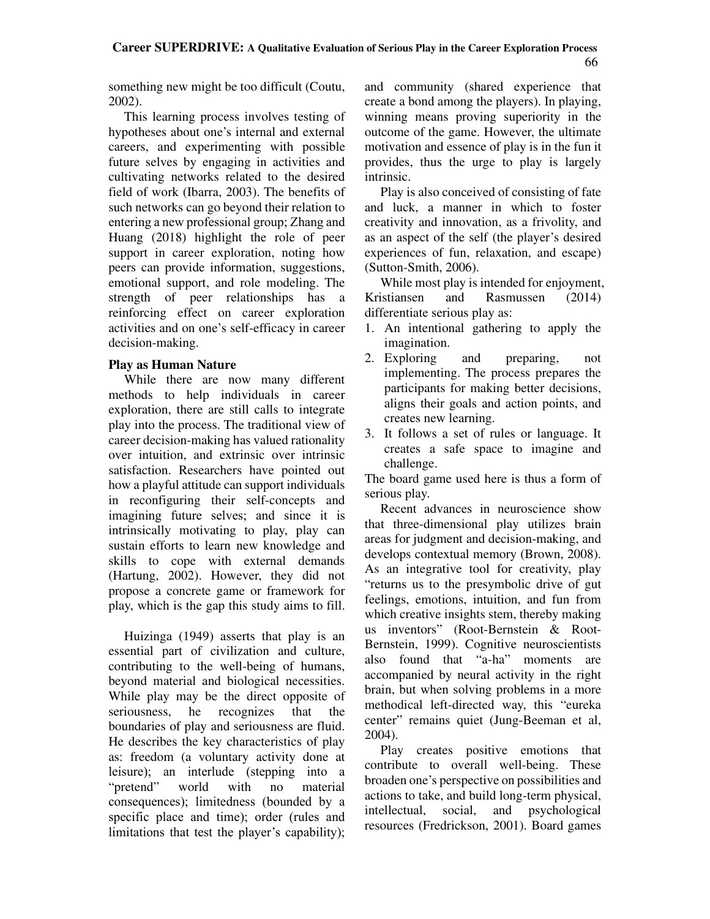something new might be too difficult (Coutu, 2002).

This learning process involves testing of hypotheses about one's internal and external careers, and experimenting with possible future selves by engaging in activities and cultivating networks related to the desired field of work (Ibarra, 2003). The benefits of such networks can go beyond their relation to entering a new professional group; Zhang and Huang (2018) highlight the role of peer support in career exploration, noting how peers can provide information, suggestions, emotional support, and role modeling. The strength of peer relationships has a reinforcing effect on career exploration activities and on one's self-efficacy in career decision-making.

**Play as Human Nature**

While there are now many different methods to help individuals in career exploration, there are still calls to integrate play into the process. The traditional view of career decision-making has valued rationality over intuition, and extrinsic over intrinsic satisfaction. Researchers have pointed out how a playful attitude can support individuals in reconfiguring their self-concepts and imagining future selves; and since it is intrinsically motivating to play, play can sustain efforts to learn new knowledge and skills to cope with external demands (Hartung, 2002). However, they did not propose a concrete game or framework for play, which is the gap this study aims to fill.

Huizinga (1949) asserts that play is an essential part of civilization and culture, contributing to the well-being of humans, beyond material and biological necessities. While play may be the direct opposite of seriousness, he recognizes that the boundaries of play and seriousness are fluid. He describes the key characteristics of play as: freedom (a voluntary activity done at leisure); an interlude (stepping into a "pretend" world with no material consequences); limitedness (bounded by a specific place and time); order (rules and limitations that test the player's capability); and community (shared experience that create a bond among the players). In playing, winning means proving superiority in the outcome of the game. However, the ultimate motivation and essence of play is in the fun it provides, thus the urge to play is largely intrinsic.

Play is also conceived of consisting of fate and luck, a manner in which to foster creativity and innovation, as a frivolity, and as an aspect of the self (the player's desired experiences of fun, relaxation, and escape) (Sutton-Smith, 2006).

While most play is intended for enjoyment, Kristiansen and Rasmussen (2014) differentiate serious play as:

1. An intentional gathering to apply the imagination.
2. Exploring and preparing, not implementing. The process prepares the participants for making better decisions, aligns their goals and action points, and creates new learning.
3. It follows a set of rules or language. It creates a safe space to imagine and challenge.

The board game used here is thus a form of serious play.

Recent advances in neuroscience show that three-dimensional play utilizes brain areas for judgment and decision-making, and develops contextual memory (Brown, 2008). As an integrative tool for creativity, play "returns us to the presymbolic drive of gut feelings, emotions, intuition, and fun from which creative insights stem, thereby making us inventors" (Root-Bernstein & Root-Bernstein, 1999). Cognitive neuroscientists also found that "a-ha" moments are accompanied by neural activity in the right brain, but when solving problems in a more methodical left-directed way, this "eureka center" remains quiet (Jung-Beeman et al, 2004).

Play creates positive emotions that contribute to overall well-being. These broaden one's perspective on possibilities and actions to take, and build long-term physical, intellectual, social, and psychological resources (Fredrickson, 2001). Board games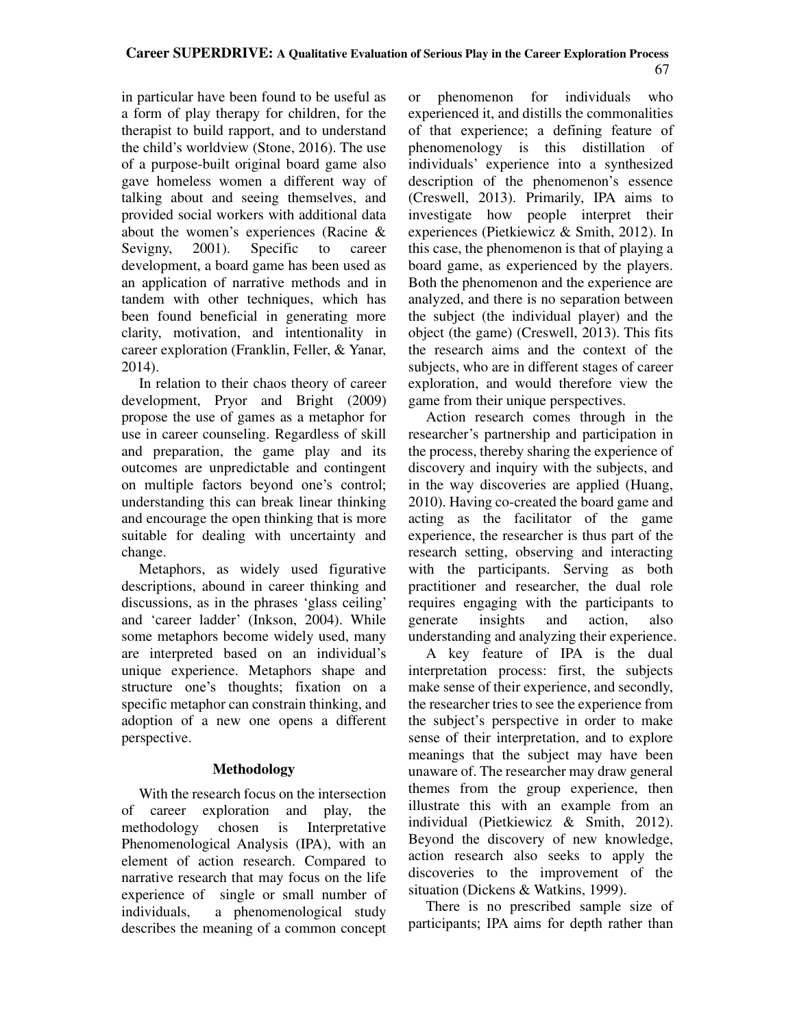in particular have been found to be useful as a form of play therapy for children, for the therapist to build rapport, and to understand the child's worldview (Stone, 2016). The use of a purpose-built original board game also gave homeless women a different way of talking about and seeing themselves, and provided social workers with additional data about the women's experiences (Racine & Sevigny, 2001). Specific to career development, a board game has been used as an application of narrative methods and in tandem with other techniques, which has been found beneficial in generating more clarity, motivation, and intentionality in career exploration (Franklin, Feller, & Yanar, 2014).

In relation to their chaos theory of career development, Pryor and Bright (2009) propose the use of games as a metaphor for use in career counseling. Regardless of skill and preparation, the game play and its outcomes are unpredictable and contingent on multiple factors beyond one's control; understanding this can break linear thinking and encourage the open thinking that is more suitable for dealing with uncertainty and change.

Metaphors, as widely used figurative descriptions, abound in career thinking and discussions, as in the phrases 'glass ceiling' and 'career ladder' (Inkson, 2004). While some metaphors become widely used, many are interpreted based on an individual's unique experience. Metaphors shape and structure one's thoughts; fixation on a specific metaphor can constrain thinking, and adoption of a new one opens a different perspective.

## Methodology

With the research focus on the intersection of career exploration and play, the methodology chosen is Interpretative Phenomenological Analysis (IPA), with an element of action research. Compared to narrative research that may focus on the life experience of single or small number of individuals, a phenomenological study describes the meaning of a common concept or phenomenon for individuals who experienced it, and distills the commonalities of that experience; a defining feature of phenomenology is this distillation of individuals' experience into a synthesized description of the phenomenon's essence (Creswell, 2013). Primarily, IPA aims to investigate how people interpret their experiences (Pietkiewicz & Smith, 2012). In this case, the phenomenon is that of playing a board game, as experienced by the players. Both the phenomenon and the experience are analyzed, and there is no separation between the subject (the individual player) and the object (the game) (Creswell, 2013). This fits the research aims and the context of the subjects, who are in different stages of career exploration, and would therefore view the game from their unique perspectives.

Action research comes through in the researcher's partnership and participation in the process, thereby sharing the experience of discovery and inquiry with the subjects, and in the way discoveries are applied (Huang, 2010). Having co-created the board game and acting as the facilitator of the game experience, the researcher is thus part of the research setting, observing and interacting with the participants. Serving as both practitioner and researcher, the dual role requires engaging with the participants to generate insights and action, also understanding and analyzing their experience.

A key feature of IPA is the dual interpretation process: first, the subjects make sense of their experience, and secondly, the researcher tries to see the experience from the subject's perspective in order to make sense of their interpretation, and to explore meanings that the subject may have been unaware of. The researcher may draw general themes from the group experience, then illustrate this with an example from an individual (Pietkiewicz & Smith, 2012). Beyond the discovery of new knowledge, action research also seeks to apply the discoveries to the improvement of the situation (Dickens & Watkins, 1999).

There is no prescribed sample size of participants; IPA aims for depth rather than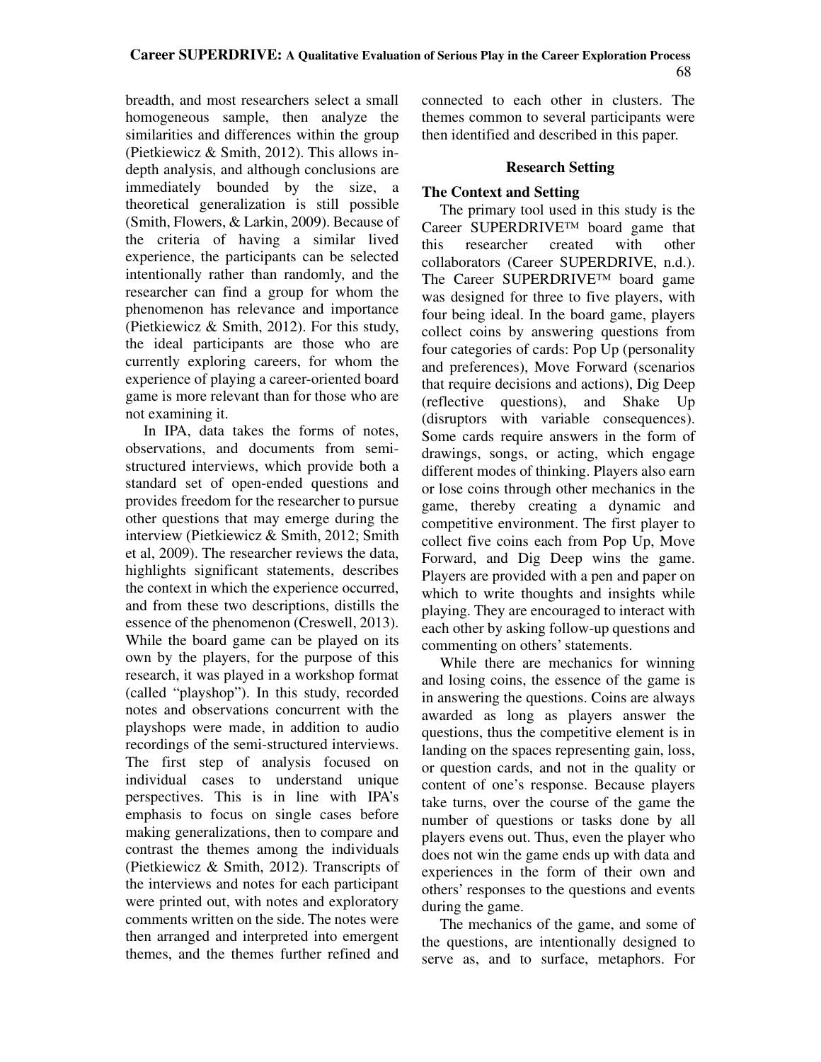breadth, and most researchers select a small homogeneous sample, then analyze the similarities and differences within the group (Pietkiewicz & Smith, 2012). This allows in-depth analysis, and although conclusions are immediately bounded by the size, a theoretical generalization is still possible (Smith, Flowers, & Larkin, 2009). Because of the criteria of having a similar lived experience, the participants can be selected intentionally rather than randomly, and the researcher can find a group for whom the phenomenon has relevance and importance (Pietkiewicz & Smith, 2012). For this study, the ideal participants are those who are currently exploring careers, for whom the experience of playing a career-oriented board game is more relevant than for those who are not examining it.

In IPA, data takes the forms of notes, observations, and documents from semi-structured interviews, which provide both a standard set of open-ended questions and provides freedom for the researcher to pursue other questions that may emerge during the interview (Pietkiewicz & Smith, 2012; Smith et al, 2009). The researcher reviews the data, highlights significant statements, describes the context in which the experience occurred, and from these two descriptions, distills the essence of the phenomenon (Creswell, 2013). While the board game can be played on its own by the players, for the purpose of this research, it was played in a workshop format (called "playshop"). In this study, recorded notes and observations concurrent with the playshops were made, in addition to audio recordings of the semi-structured interviews. The first step of analysis focused on individual cases to understand unique perspectives. This is in line with IPA's emphasis to focus on single cases before making generalizations, then to compare and contrast the themes among the individuals (Pietkiewicz & Smith, 2012). Transcripts of the interviews and notes for each participant were printed out, with notes and exploratory comments written on the side. The notes were then arranged and interpreted into emergent themes, and the themes further refined and connected to each other in clusters. The themes common to several participants were then identified and described in this paper.

## Research Setting

### The Context and Setting

The primary tool used in this study is the Career SUPERDRIVE™ board game that this researcher created with other collaborators (Career SUPERDRIVE, n.d.). The Career SUPERDRIVE™ board game was designed for three to five players, with four being ideal. In the board game, players collect coins by answering questions from four categories of cards: Pop Up (personality and preferences), Move Forward (scenarios that require decisions and actions), Dig Deep (reflective questions), and Shake Up (disruptors with variable consequences). Some cards require answers in the form of drawings, songs, or acting, which engage different modes of thinking. Players also earn or lose coins through other mechanics in the game, thereby creating a dynamic and competitive environment. The first player to collect five coins each from Pop Up, Move Forward, and Dig Deep wins the game. Players are provided with a pen and paper on which to write thoughts and insights while playing. They are encouraged to interact with each other by asking follow-up questions and commenting on others' statements.

While there are mechanics for winning and losing coins, the essence of the game is in answering the questions. Coins are always awarded as long as players answer the questions, thus the competitive element is in landing on the spaces representing gain, loss, or question cards, and not in the quality or content of one's response. Because players take turns, over the course of the game the number of questions or tasks done by all players evens out. Thus, even the player who does not win the game ends up with data and experiences in the form of their own and others' responses to the questions and events during the game.

The mechanics of the game, and some of the questions, are intentionally designed to serve as, and to surface, metaphors. For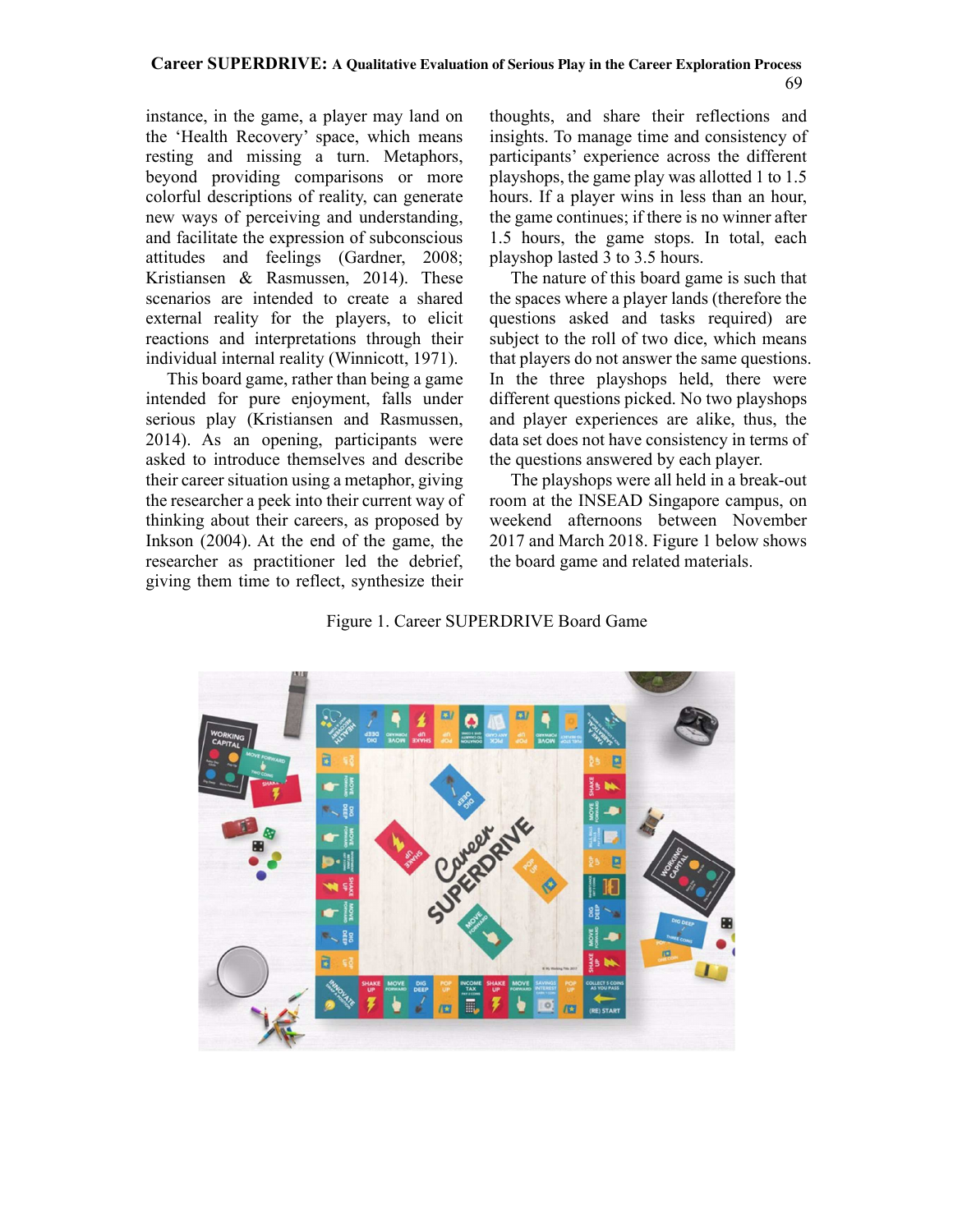instance, in the game, a player may land on the 'Health Recovery' space, which means resting and missing a turn. Metaphors, beyond providing comparisons or more colorful descriptions of reality, can generate new ways of perceiving and understanding, and facilitate the expression of subconscious attitudes and feelings (Gardner, 2008; Kristiansen & Rasmussen, 2014). These scenarios are intended to create a shared external reality for the players, to elicit reactions and interpretations through their individual internal reality (Winnicott, 1971).

This board game, rather than being a game intended for pure enjoyment, falls under serious play (Kristiansen and Rasmussen, 2014). As an opening, participants were asked to introduce themselves and describe their career situation using a metaphor, giving the researcher a peek into their current way of thinking about their careers, as proposed by Inkson (2004). At the end of the game, the researcher as practitioner led the debrief, giving them time to reflect, synthesize their thoughts, and share their reflections and insights. To manage time and consistency of participants' experience across the different playshops, the game play was allotted 1 to 1.5 hours. If a player wins in less than an hour, the game continues; if there is no winner after 1.5 hours, the game stops. In total, each playshop lasted 3 to 3.5 hours.

The nature of this board game is such that the spaces where a player lands (therefore the questions asked and tasks required) are subject to the roll of two dice, which means that players do not answer the same questions. In the three playshops held, there were different questions picked. No two playshops and player experiences are alike, thus, the data set does not have consistency in terms of the questions answered by each player.

The playshops were all held in a break-out room at the INSEAD Singapore campus, on weekend afternoons between November 2017 and March 2018. Figure 1 below shows the board game and related materials.

Figure 1. Career SUPERDRIVE Board Game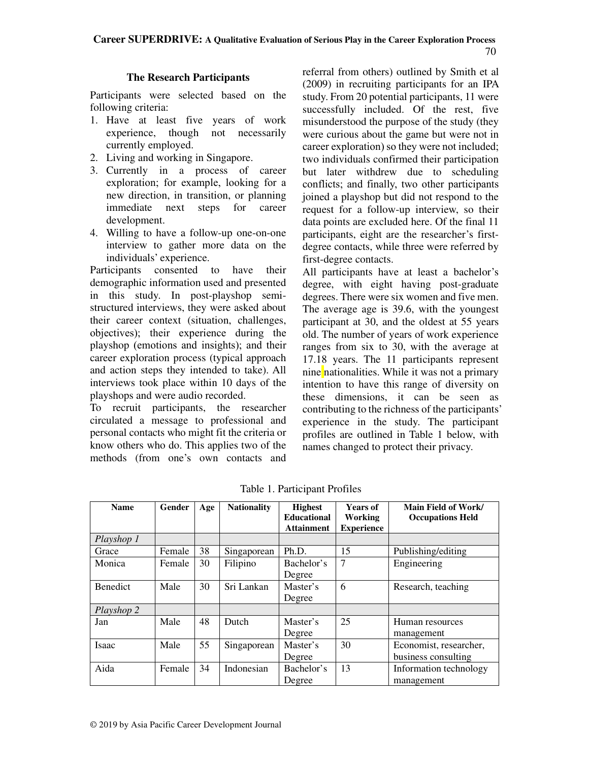### The Research Participants

Participants were selected based on the following criteria:

1. Have at least five years of work experience, though not necessarily currently employed.
2. Living and working in Singapore.
3. Currently in a process of career exploration; for example, looking for a new direction, in transition, or planning immediate next steps for career development.
4. Willing to have a follow-up one-on-one interview to gather more data on the individuals' experience.

Participants consented to have their demographic information used and presented in this study. In post-playshop semi-structured interviews, they were asked about their career context (situation, challenges, objectives); their experience during the playshop (emotions and insights); and their career exploration process (typical approach and action steps they intended to take). All interviews took place within 10 days of the playshops and were audio recorded.

To recruit participants, the researcher circulated a message to professional and personal contacts who might fit the criteria or know others who do. This applies two of the methods (from one's own contacts and referral from others) outlined by Smith et al (2009) in recruiting participants for an IPA study. From 20 potential participants, 11 were successfully included. Of the rest, five misunderstood the purpose of the study (they were curious about the game but were not in career exploration) so they were not included; two individuals confirmed their participation but later withdrew due to scheduling conflicts; and finally, two other participants joined a playshop but did not respond to the request for a follow-up interview, so their data points are excluded here. Of the final 11 participants, eight are the researcher's first-degree contacts, while three were referred by first-degree contacts.

All participants have at least a bachelor's degree, with eight having post-graduate degrees. There were six women and five men. The average age is 39.6, with the youngest participant at 30, and the oldest at 55 years old. The number of years of work experience ranges from six to 30, with the average at 17.18 years. The 11 participants represent nine nationalities. While it was not a primary intention to have this range of diversity on these dimensions, it can be seen as contributing to the richness of the participants' experience in the study. The participant profiles are outlined in Table 1 below, with names changed to protect their privacy.

Table 1. Participant Profiles

| Name | Gender | Age | Nationality | Highest Educational Attainment | Years of Working Experience | Main Field of Work/ Occupations Held |
|---|---|---|---|---|---|---|
| *Playshop 1* | | | | | | |
| Grace | Female | 38 | Singaporean | Ph.D. | 15 | Publishing/editing |
| Monica | Female | 30 | Filipino | Bachelor's Degree | 7 | Engineering |
| Benedict | Male | 30 | Sri Lankan | Master's Degree | 6 | Research, teaching |
| *Playshop 2* | | | | | | |
| Jan | Male | 48 | Dutch | Master's Degree | 25 | Human resources management |
| Isaac | Male | 55 | Singaporean | Master's Degree | 30 | Economist, researcher, business consulting |
| Aida | Female | 34 | Indonesian | Bachelor's Degree | 13 | Information technology management |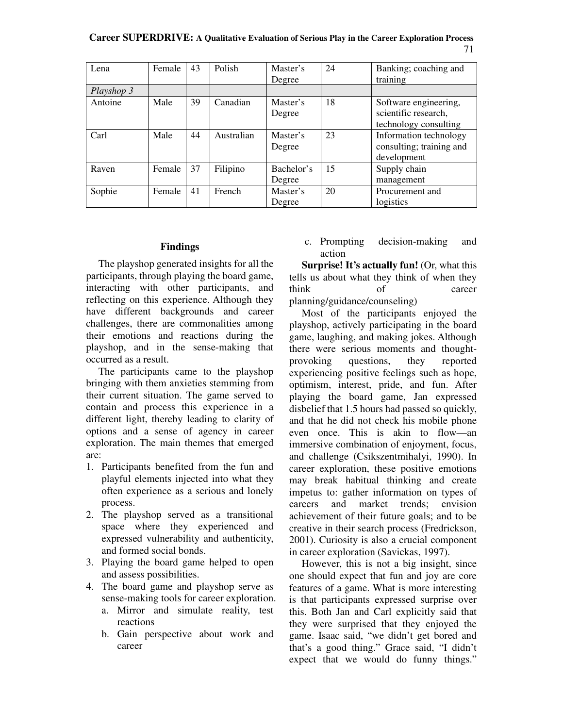| Lena | Female | 43 | Polish | Master's Degree | 24 | Banking; coaching and training |
|---|---|---|---|---|---|---|
| *Playshop 3* | | | | | | |
| Antoine | Male | 39 | Canadian | Master's Degree | 18 | Software engineering, scientific research, technology consulting |
| Carl | Male | 44 | Australian | Master's Degree | 23 | Information technology consulting; training and development |
| Raven | Female | 37 | Filipino | Bachelor's Degree | 15 | Supply chain management |
| Sophie | Female | 41 | French | Master's Degree | 20 | Procurement and logistics |

## Findings

The playshop generated insights for all the participants, through playing the board game, interacting with other participants, and reflecting on this experience. Although they have different backgrounds and career challenges, there are commonalities among their emotions and reactions during the playshop, and in the sense-making that occurred as a result.

The participants came to the playshop bringing with them anxieties stemming from their current situation. The game served to contain and process this experience in a different light, thereby leading to clarity of options and a sense of agency in career exploration. The main themes that emerged are:

1. Participants benefited from the fun and playful elements injected into what they often experience as a serious and lonely process.
2. The playshop served as a transitional space where they experienced and expressed vulnerability and authenticity, and formed social bonds.
3. Playing the board game helped to open and assess possibilities.
4. The board game and playshop serve as sense-making tools for career exploration.
   a. Mirror and simulate reality, test reactions
   b. Gain perspective about work and career
   c. Prompting decision-making and action

**Surprise! It's actually fun!** (Or, what this tells us about what they think of when they think of career planning/guidance/counseling)

Most of the participants enjoyed the playshop, actively participating in the board game, laughing, and making jokes. Although there were serious moments and thought-provoking questions, they reported experiencing positive feelings such as hope, optimism, interest, pride, and fun. After playing the board game, Jan expressed disbelief that 1.5 hours had passed so quickly, and that he did not check his mobile phone even once. This is akin to flow—an immersive combination of enjoyment, focus, and challenge (Csikszentmihalyi, 1990). In career exploration, these positive emotions may break habitual thinking and create impetus to: gather information on types of careers and market trends; envision achievement of their future goals; and to be creative in their search process (Fredrickson, 2001). Curiosity is also a crucial component in career exploration (Savickas, 1997).

However, this is not a big insight, since one should expect that fun and joy are core features of a game. What is more interesting is that participants expressed surprise over this. Both Jan and Carl explicitly said that they were surprised that they enjoyed the game. Isaac said, "we didn't get bored and that's a good thing." Grace said, "I didn't expect that we would do funny things."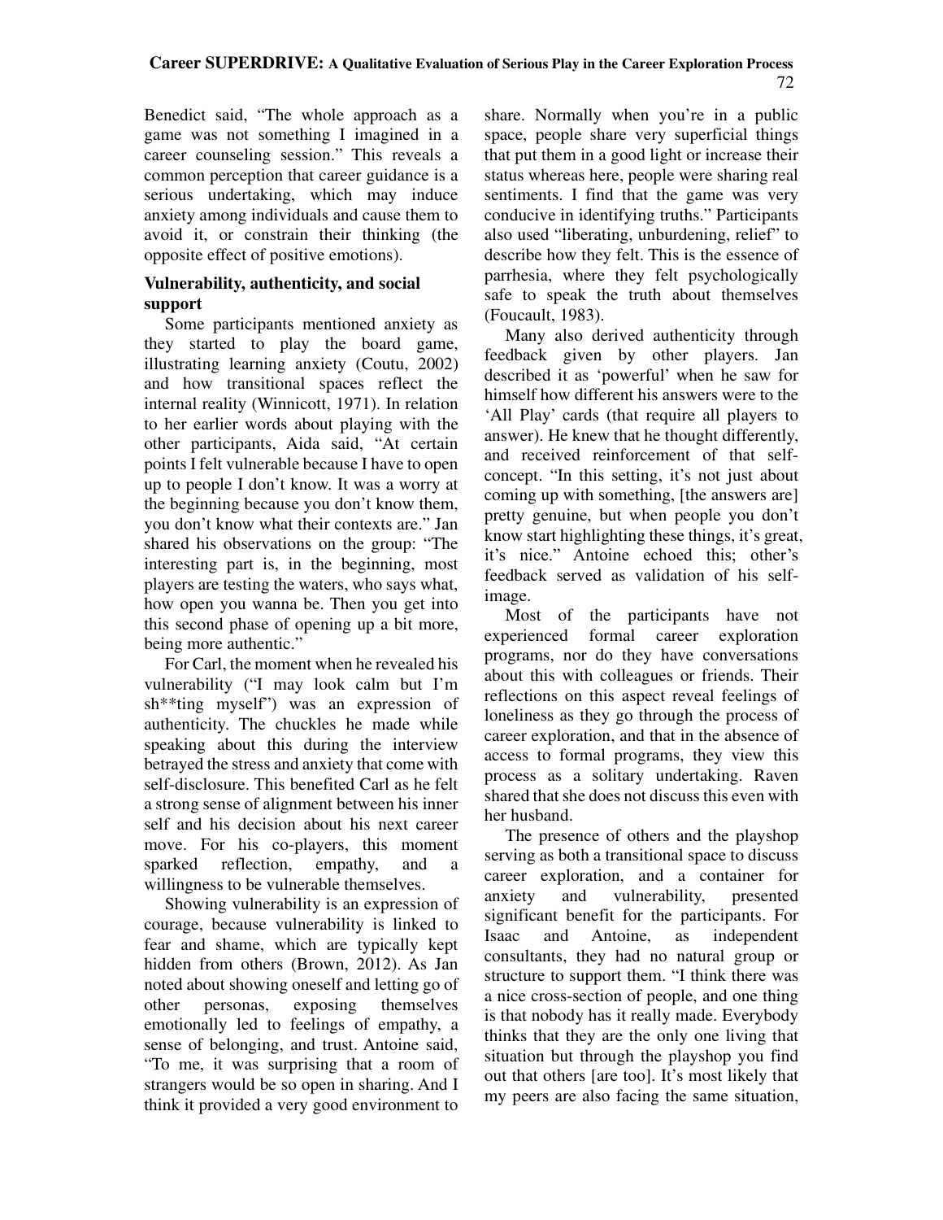Benedict said, "The whole approach as a game was not something I imagined in a career counseling session." This reveals a common perception that career guidance is a serious undertaking, which may induce anxiety among individuals and cause them to avoid it, or constrain their thinking (the opposite effect of positive emotions).

### Vulnerability, authenticity, and social support

Some participants mentioned anxiety as they started to play the board game, illustrating learning anxiety (Coutu, 2002) and how transitional spaces reflect the internal reality (Winnicott, 1971). In relation to her earlier words about playing with the other participants, Aida said, "At certain points I felt vulnerable because I have to open up to people I don't know. It was a worry at the beginning because you don't know them, you don't know what their contexts are." Jan shared his observations on the group: "The interesting part is, in the beginning, most players are testing the waters, who says what, how open you wanna be. Then you get into this second phase of opening up a bit more, being more authentic."

For Carl, the moment when he revealed his vulnerability ("I may look calm but I'm sh**ting myself") was an expression of authenticity. The chuckles he made while speaking about this during the interview betrayed the stress and anxiety that come with self-disclosure. This benefited Carl as he felt a strong sense of alignment between his inner self and his decision about his next career move. For his co-players, this moment sparked reflection, empathy, and a willingness to be vulnerable themselves.

Showing vulnerability is an expression of courage, because vulnerability is linked to fear and shame, which are typically kept hidden from others (Brown, 2012). As Jan noted about showing oneself and letting go of other personas, exposing themselves emotionally led to feelings of empathy, a sense of belonging, and trust. Antoine said, "To me, it was surprising that a room of strangers would be so open in sharing. And I think it provided a very good environment to share. Normally when you're in a public space, people share very superficial things that put them in a good light or increase their status whereas here, people were sharing real sentiments. I find that the game was very conducive in identifying truths." Participants also used "liberating, unburdening, relief" to describe how they felt. This is the essence of parrhesia, where they felt psychologically safe to speak the truth about themselves (Foucault, 1983).

Many also derived authenticity through feedback given by other players. Jan described it as 'powerful' when he saw for himself how different his answers were to the 'All Play' cards (that require all players to answer). He knew that he thought differently, and received reinforcement of that self-concept. "In this setting, it's not just about coming up with something, [the answers are] pretty genuine, but when people you don't know start highlighting these things, it's great, it's nice." Antoine echoed this; other's feedback served as validation of his self-image.

Most of the participants have not experienced formal career exploration programs, nor do they have conversations about this with colleagues or friends. Their reflections on this aspect reveal feelings of loneliness as they go through the process of career exploration, and that in the absence of access to formal programs, they view this process as a solitary undertaking. Raven shared that she does not discuss this even with her husband.

The presence of others and the playshop serving as both a transitional space to discuss career exploration, and a container for anxiety and vulnerability, presented significant benefit for the participants. For Isaac and Antoine, as independent consultants, they had no natural group or structure to support them. "I think there was a nice cross-section of people, and one thing is that nobody has it really made. Everybody thinks that they are the only one living that situation but through the playshop you find out that others [are too]. It's most likely that my peers are also facing the same situation,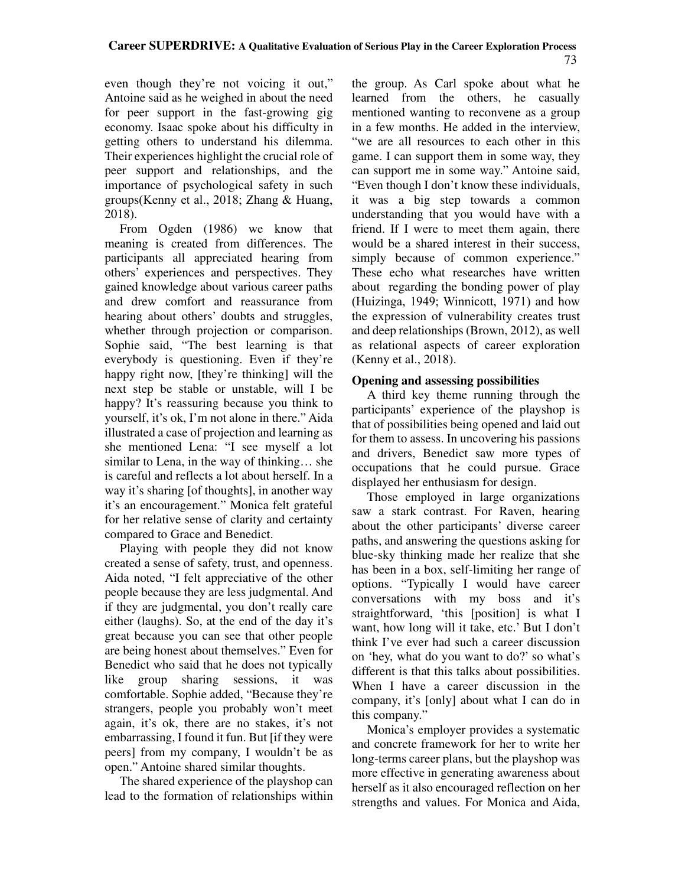even though they're not voicing it out," Antoine said as he weighed in about the need for peer support in the fast-growing gig economy. Isaac spoke about his difficulty in getting others to understand his dilemma. Their experiences highlight the crucial role of peer support and relationships, and the importance of psychological safety in such groups(Kenny et al., 2018; Zhang & Huang, 2018).

From Ogden (1986) we know that meaning is created from differences. The participants all appreciated hearing from others' experiences and perspectives. They gained knowledge about various career paths and drew comfort and reassurance from hearing about others' doubts and struggles, whether through projection or comparison. Sophie said, "The best learning is that everybody is questioning. Even if they're happy right now, [they're thinking] will the next step be stable or unstable, will I be happy? It's reassuring because you think to yourself, it's ok, I'm not alone in there." Aida illustrated a case of projection and learning as she mentioned Lena: "I see myself a lot similar to Lena, in the way of thinking… she is careful and reflects a lot about herself. In a way it's sharing [of thoughts], in another way it's an encouragement." Monica felt grateful for her relative sense of clarity and certainty compared to Grace and Benedict.

Playing with people they did not know created a sense of safety, trust, and openness. Aida noted, "I felt appreciative of the other people because they are less judgmental. And if they are judgmental, you don't really care either (laughs). So, at the end of the day it's great because you can see that other people are being honest about themselves." Even for Benedict who said that he does not typically like group sharing sessions, it was comfortable. Sophie added, "Because they're strangers, people you probably won't meet again, it's ok, there are no stakes, it's not embarrassing, I found it fun. But [if they were peers] from my company, I wouldn't be as open." Antoine shared similar thoughts.

The shared experience of the playshop can lead to the formation of relationships within the group. As Carl spoke about what he learned from the others, he casually mentioned wanting to reconvene as a group in a few months. He added in the interview, "we are all resources to each other in this game. I can support them in some way, they can support me in some way." Antoine said, "Even though I don't know these individuals, it was a big step towards a common understanding that you would have with a friend. If I were to meet them again, there would be a shared interest in their success, simply because of common experience." These echo what researches have written about regarding the bonding power of play (Huizinga, 1949; Winnicott, 1971) and how the expression of vulnerability creates trust and deep relationships (Brown, 2012), as well as relational aspects of career exploration (Kenny et al., 2018).

### Opening and assessing possibilities

A third key theme running through the participants' experience of the playshop is that of possibilities being opened and laid out for them to assess. In uncovering his passions and drivers, Benedict saw more types of occupations that he could pursue. Grace displayed her enthusiasm for design.

Those employed in large organizations saw a stark contrast. For Raven, hearing about the other participants' diverse career paths, and answering the questions asking for blue-sky thinking made her realize that she has been in a box, self-limiting her range of options. "Typically I would have career conversations with my boss and it's straightforward, 'this [position] is what I want, how long will it take, etc.' But I don't think I've ever had such a career discussion on 'hey, what do you want to do?' so what's different is that this talks about possibilities. When I have a career discussion in the company, it's [only] about what I can do in this company."

Monica's employer provides a systematic and concrete framework for her to write her long-terms career plans, but the playshop was more effective in generating awareness about herself as it also encouraged reflection on her strengths and values. For Monica and Aida,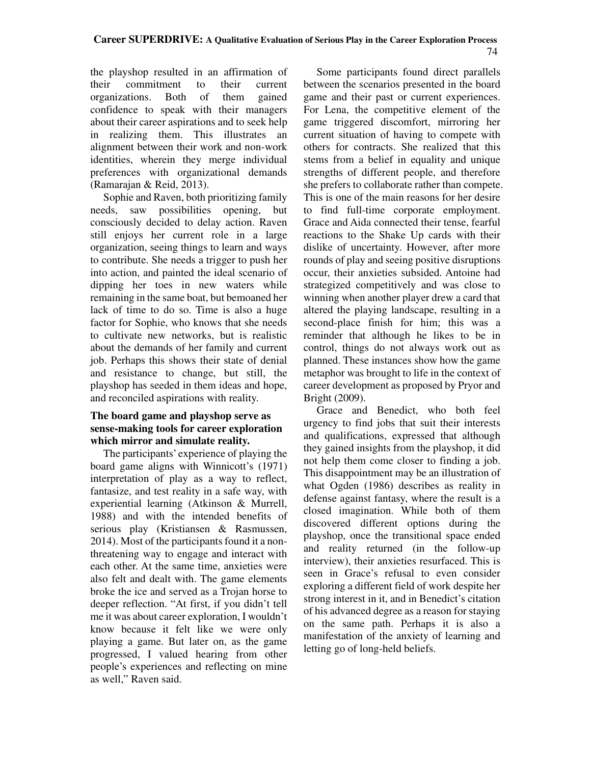the playshop resulted in an affirmation of their commitment to their current organizations. Both of them gained confidence to speak with their managers about their career aspirations and to seek help in realizing them. This illustrates an alignment between their work and non-work identities, wherein they merge individual preferences with organizational demands (Ramarajan & Reid, 2013).

Sophie and Raven, both prioritizing family needs, saw possibilities opening, but consciously decided to delay action. Raven still enjoys her current role in a large organization, seeing things to learn and ways to contribute. She needs a trigger to push her into action, and painted the ideal scenario of dipping her toes in new waters while remaining in the same boat, but bemoaned her lack of time to do so. Time is also a huge factor for Sophie, who knows that she needs to cultivate new networks, but is realistic about the demands of her family and current job. Perhaps this shows their state of denial and resistance to change, but still, the playshop has seeded in them ideas and hope, and reconciled aspirations with reality.

**The board game and playshop serve as sense-making tools for career exploration which mirror and simulate reality.**

The participants' experience of playing the board game aligns with Winnicott's (1971) interpretation of play as a way to reflect, fantasize, and test reality in a safe way, with experiential learning (Atkinson & Murrell, 1988) and with the intended benefits of serious play (Kristiansen & Rasmussen, 2014). Most of the participants found it a non-threatening way to engage and interact with each other. At the same time, anxieties were also felt and dealt with. The game elements broke the ice and served as a Trojan horse to deeper reflection. "At first, if you didn't tell me it was about career exploration, I wouldn't know because it felt like we were only playing a game. But later on, as the game progressed, I valued hearing from other people's experiences and reflecting on mine as well," Raven said.

Some participants found direct parallels between the scenarios presented in the board game and their past or current experiences. For Lena, the competitive element of the game triggered discomfort, mirroring her current situation of having to compete with others for contracts. She realized that this stems from a belief in equality and unique strengths of different people, and therefore she prefers to collaborate rather than compete. This is one of the main reasons for her desire to find full-time corporate employment. Grace and Aida connected their tense, fearful reactions to the Shake Up cards with their dislike of uncertainty. However, after more rounds of play and seeing positive disruptions occur, their anxieties subsided. Antoine had strategized competitively and was close to winning when another player drew a card that altered the playing landscape, resulting in a second-place finish for him; this was a reminder that although he likes to be in control, things do not always work out as planned. These instances show how the game metaphor was brought to life in the context of career development as proposed by Pryor and Bright (2009).

Grace and Benedict, who both feel urgency to find jobs that suit their interests and qualifications, expressed that although they gained insights from the playshop, it did not help them come closer to finding a job. This disappointment may be an illustration of what Ogden (1986) describes as reality in defense against fantasy, where the result is a closed imagination. While both of them discovered different options during the playshop, once the transitional space ended and reality returned (in the follow-up interview), their anxieties resurfaced. This is seen in Grace's refusal to even consider exploring a different field of work despite her strong interest in it, and in Benedict's citation of his advanced degree as a reason for staying on the same path. Perhaps it is also a manifestation of the anxiety of learning and letting go of long-held beliefs.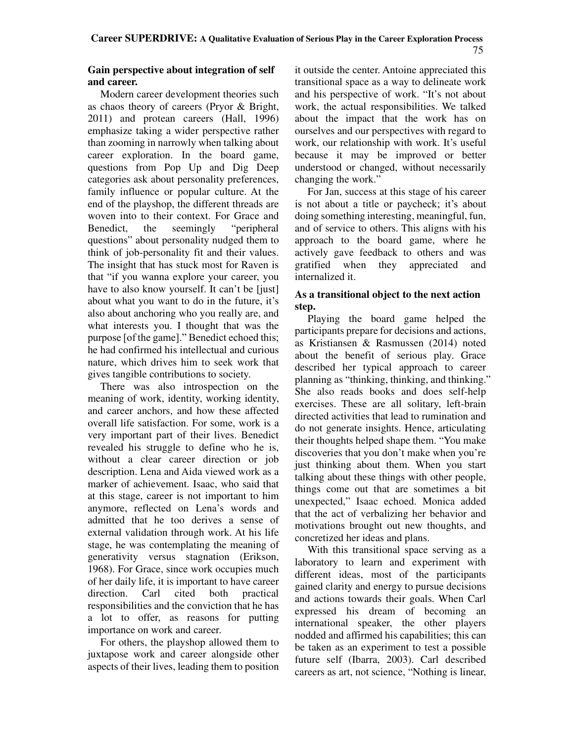### Gain perspective about integration of self and career.

Modern career development theories such as chaos theory of careers (Pryor & Bright, 2011) and protean careers (Hall, 1996) emphasize taking a wider perspective rather than zooming in narrowly when talking about career exploration. In the board game, questions from Pop Up and Dig Deep categories ask about personality preferences, family influence or popular culture. At the end of the playshop, the different threads are woven into to their context. For Grace and Benedict, the seemingly "peripheral questions" about personality nudged them to think of job-personality fit and their values. The insight that has stuck most for Raven is that "if you wanna explore your career, you have to also know yourself. It can't be [just] about what you want to do in the future, it's also about anchoring who you really are, and what interests you. I thought that was the purpose [of the game]." Benedict echoed this; he had confirmed his intellectual and curious nature, which drives him to seek work that gives tangible contributions to society.

There was also introspection on the meaning of work, identity, working identity, and career anchors, and how these affected overall life satisfaction. For some, work is a very important part of their lives. Benedict revealed his struggle to define who he is, without a clear career direction or job description. Lena and Aida viewed work as a marker of achievement. Isaac, who said that at this stage, career is not important to him anymore, reflected on Lena's words and admitted that he too derives a sense of external validation through work. At his life stage, he was contemplating the meaning of generativity versus stagnation (Erikson, 1968). For Grace, since work occupies much of her daily life, it is important to have career direction. Carl cited both practical responsibilities and the conviction that he has a lot to offer, as reasons for putting importance on work and career.

For others, the playshop allowed them to juxtapose work and career alongside other aspects of their lives, leading them to position it outside the center. Antoine appreciated this transitional space as a way to delineate work and his perspective of work. "It's not about work, the actual responsibilities. We talked about the impact that the work has on ourselves and our perspectives with regard to work, our relationship with work. It's useful because it may be improved or better understood or changed, without necessarily changing the work."

For Jan, success at this stage of his career is not about a title or paycheck; it's about doing something interesting, meaningful, fun, and of service to others. This aligns with his approach to the board game, where he actively gave feedback to others and was gratified when they appreciated and internalized it.

### As a transitional object to the next action step.

Playing the board game helped the participants prepare for decisions and actions, as Kristiansen & Rasmussen (2014) noted about the benefit of serious play. Grace described her typical approach to career planning as "thinking, thinking, and thinking." She also reads books and does self-help exercises. These are all solitary, left-brain directed activities that lead to rumination and do not generate insights. Hence, articulating their thoughts helped shape them. "You make discoveries that you don't make when you're just thinking about them. When you start talking about these things with other people, things come out that are sometimes a bit unexpected," Isaac echoed. Monica added that the act of verbalizing her behavior and motivations brought out new thoughts, and concretized her ideas and plans.

With this transitional space serving as a laboratory to learn and experiment with different ideas, most of the participants gained clarity and energy to pursue decisions and actions towards their goals. When Carl expressed his dream of becoming an international speaker, the other players nodded and affirmed his capabilities; this can be taken as an experiment to test a possible future self (Ibarra, 2003). Carl described careers as art, not science, "Nothing is linear,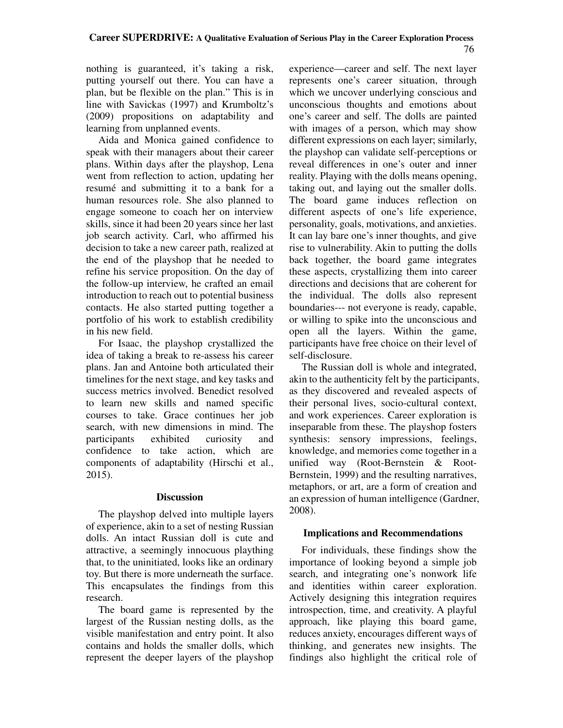nothing is guaranteed, it's taking a risk, putting yourself out there. You can have a plan, but be flexible on the plan." This is in line with Savickas (1997) and Krumboltz's (2009) propositions on adaptability and learning from unplanned events.

Aida and Monica gained confidence to speak with their managers about their career plans. Within days after the playshop, Lena went from reflection to action, updating her resumé and submitting it to a bank for a human resources role. She also planned to engage someone to coach her on interview skills, since it had been 20 years since her last job search activity. Carl, who affirmed his decision to take a new career path, realized at the end of the playshop that he needed to refine his service proposition. On the day of the follow-up interview, he crafted an email introduction to reach out to potential business contacts. He also started putting together a portfolio of his work to establish credibility in his new field.

For Isaac, the playshop crystallized the idea of taking a break to re-assess his career plans. Jan and Antoine both articulated their timelines for the next stage, and key tasks and success metrics involved. Benedict resolved to learn new skills and named specific courses to take. Grace continues her job search, with new dimensions in mind. The participants exhibited curiosity and confidence to take action, which are components of adaptability (Hirschi et al., 2015).

## Discussion

The playshop delved into multiple layers of experience, akin to a set of nesting Russian dolls. An intact Russian doll is cute and attractive, a seemingly innocuous plaything that, to the uninitiated, looks like an ordinary toy. But there is more underneath the surface. This encapsulates the findings from this research.

The board game is represented by the largest of the Russian nesting dolls, as the visible manifestation and entry point. It also contains and holds the smaller dolls, which represent the deeper layers of the playshop experience—career and self. The next layer represents one's career situation, through which we uncover underlying conscious and unconscious thoughts and emotions about one's career and self. The dolls are painted with images of a person, which may show different expressions on each layer; similarly, the playshop can validate self-perceptions or reveal differences in one's outer and inner reality. Playing with the dolls means opening, taking out, and laying out the smaller dolls. The board game induces reflection on different aspects of one's life experience, personality, goals, motivations, and anxieties. It can lay bare one's inner thoughts, and give rise to vulnerability. Akin to putting the dolls back together, the board game integrates these aspects, crystallizing them into career directions and decisions that are coherent for the individual. The dolls also represent boundaries--- not everyone is ready, capable, or willing to spike into the unconscious and open all the layers. Within the game, participants have free choice on their level of self-disclosure.

The Russian doll is whole and integrated, akin to the authenticity felt by the participants, as they discovered and revealed aspects of their personal lives, socio-cultural context, and work experiences. Career exploration is inseparable from these. The playshop fosters synthesis: sensory impressions, feelings, knowledge, and memories come together in a unified way (Root-Bernstein & Root-Bernstein, 1999) and the resulting narratives, metaphors, or art, are a form of creation and an expression of human intelligence (Gardner, 2008).

## Implications and Recommendations

For individuals, these findings show the importance of looking beyond a simple job search, and integrating one's nonwork life and identities within career exploration. Actively designing this integration requires introspection, time, and creativity. A playful approach, like playing this board game, reduces anxiety, encourages different ways of thinking, and generates new insights. The findings also highlight the critical role of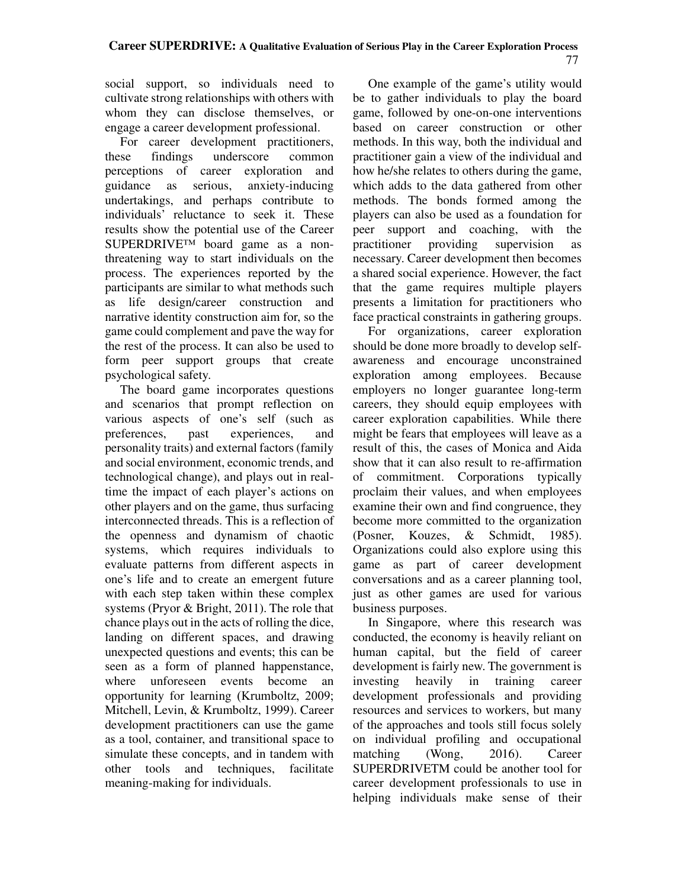social support, so individuals need to cultivate strong relationships with others with whom they can disclose themselves, or engage a career development professional.

For career development practitioners, these findings underscore common perceptions of career exploration and guidance as serious, anxiety-inducing undertakings, and perhaps contribute to individuals' reluctance to seek it. These results show the potential use of the Career SUPERDRIVE™ board game as a non-threatening way to start individuals on the process. The experiences reported by the participants are similar to what methods such as life design/career construction and narrative identity construction aim for, so the game could complement and pave the way for the rest of the process. It can also be used to form peer support groups that create psychological safety.

The board game incorporates questions and scenarios that prompt reflection on various aspects of one's self (such as preferences, past experiences, and personality traits) and external factors (family and social environment, economic trends, and technological change), and plays out in real-time the impact of each player's actions on other players and on the game, thus surfacing interconnected threads. This is a reflection of the openness and dynamism of chaotic systems, which requires individuals to evaluate patterns from different aspects in one's life and to create an emergent future with each step taken within these complex systems (Pryor & Bright, 2011). The role that chance plays out in the acts of rolling the dice, landing on different spaces, and drawing unexpected questions and events; this can be seen as a form of planned happenstance, where unforeseen events become an opportunity for learning (Krumboltz, 2009; Mitchell, Levin, & Krumboltz, 1999). Career development practitioners can use the game as a tool, container, and transitional space to simulate these concepts, and in tandem with other tools and techniques, facilitate meaning-making for individuals.

One example of the game's utility would be to gather individuals to play the board game, followed by one-on-one interventions based on career construction or other methods. In this way, both the individual and practitioner gain a view of the individual and how he/she relates to others during the game, which adds to the data gathered from other methods. The bonds formed among the players can also be used as a foundation for peer support and coaching, with the practitioner providing supervision as necessary. Career development then becomes a shared social experience. However, the fact that the game requires multiple players presents a limitation for practitioners who face practical constraints in gathering groups.

For organizations, career exploration should be done more broadly to develop self-awareness and encourage unconstrained exploration among employees. Because employers no longer guarantee long-term careers, they should equip employees with career exploration capabilities. While there might be fears that employees will leave as a result of this, the cases of Monica and Aida show that it can also result to re-affirmation of commitment. Corporations typically proclaim their values, and when employees examine their own and find congruence, they become more committed to the organization (Posner, Kouzes, & Schmidt, 1985). Organizations could also explore using this game as part of career development conversations and as a career planning tool, just as other games are used for various business purposes.

In Singapore, where this research was conducted, the economy is heavily reliant on human capital, but the field of career development is fairly new. The government is investing heavily in training career development professionals and providing resources and services to workers, but many of the approaches and tools still focus solely on individual profiling and occupational matching (Wong, 2016). Career SUPERDRIVETM could be another tool for career development professionals to use in helping individuals make sense of their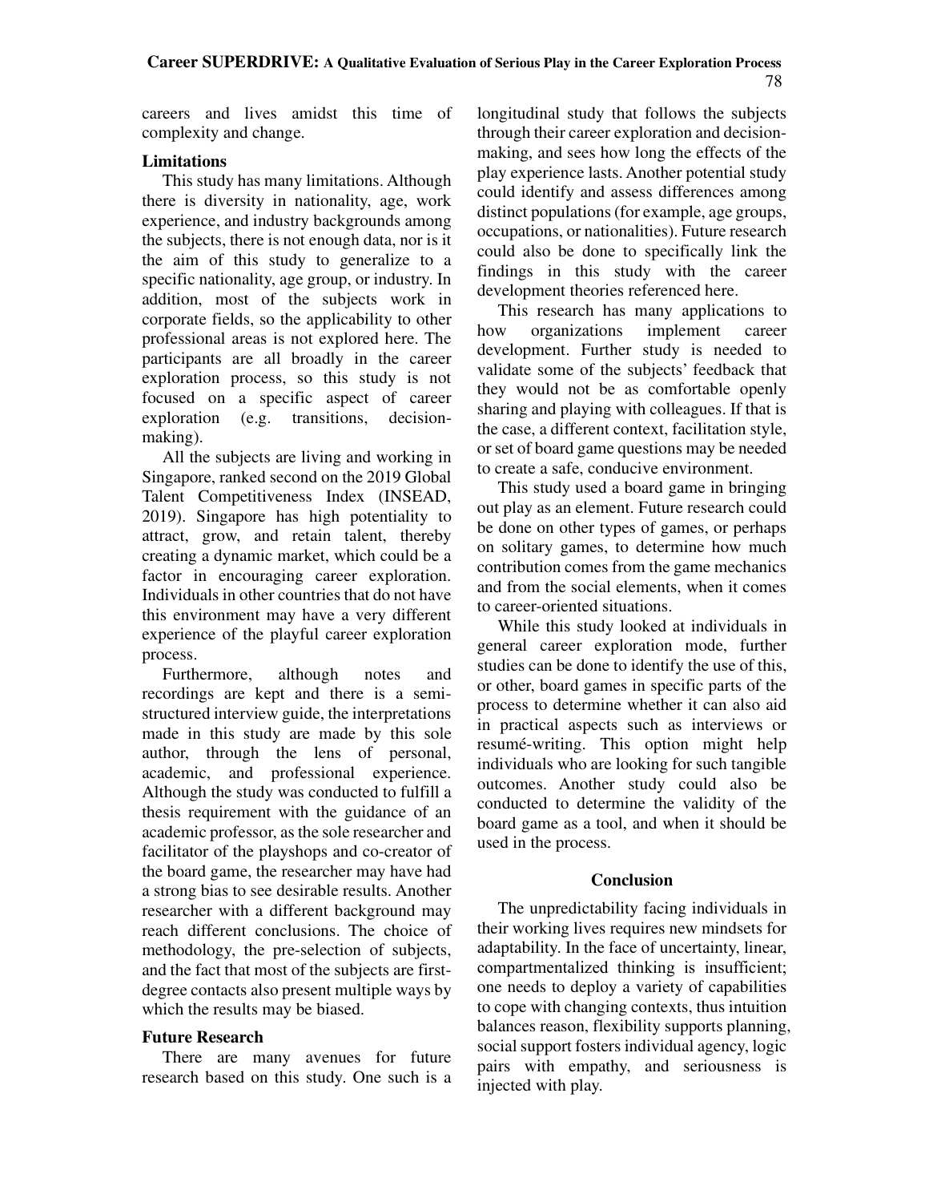careers and lives amidst this time of complexity and change.

### Limitations

This study has many limitations. Although there is diversity in nationality, age, work experience, and industry backgrounds among the subjects, there is not enough data, nor is it the aim of this study to generalize to a specific nationality, age group, or industry. In addition, most of the subjects work in corporate fields, so the applicability to other professional areas is not explored here. The participants are all broadly in the career exploration process, so this study is not focused on a specific aspect of career exploration (e.g. transitions, decision-making).

All the subjects are living and working in Singapore, ranked second on the 2019 Global Talent Competitiveness Index (INSEAD, 2019). Singapore has high potentiality to attract, grow, and retain talent, thereby creating a dynamic market, which could be a factor in encouraging career exploration. Individuals in other countries that do not have this environment may have a very different experience of the playful career exploration process.

Furthermore, although notes and recordings are kept and there is a semi-structured interview guide, the interpretations made in this study are made by this sole author, through the lens of personal, academic, and professional experience. Although the study was conducted to fulfill a thesis requirement with the guidance of an academic professor, as the sole researcher and facilitator of the playshops and co-creator of the board game, the researcher may have had a strong bias to see desirable results. Another researcher with a different background may reach different conclusions. The choice of methodology, the pre-selection of subjects, and the fact that most of the subjects are first-degree contacts also present multiple ways by which the results may be biased.

### Future Research

There are many avenues for future research based on this study. One such is a longitudinal study that follows the subjects through their career exploration and decision-making, and sees how long the effects of the play experience lasts. Another potential study could identify and assess differences among distinct populations (for example, age groups, occupations, or nationalities). Future research could also be done to specifically link the findings in this study with the career development theories referenced here.

This research has many applications to how organizations implement career development. Further study is needed to validate some of the subjects' feedback that they would not be as comfortable openly sharing and playing with colleagues. If that is the case, a different context, facilitation style, or set of board game questions may be needed to create a safe, conducive environment.

This study used a board game in bringing out play as an element. Future research could be done on other types of games, or perhaps on solitary games, to determine how much contribution comes from the game mechanics and from the social elements, when it comes to career-oriented situations.

While this study looked at individuals in general career exploration mode, further studies can be done to identify the use of this, or other, board games in specific parts of the process to determine whether it can also aid in practical aspects such as interviews or resumé-writing. This option might help individuals who are looking for such tangible outcomes. Another study could also be conducted to determine the validity of the board game as a tool, and when it should be used in the process.

## Conclusion

The unpredictability facing individuals in their working lives requires new mindsets for adaptability. In the face of uncertainty, linear, compartmentalized thinking is insufficient; one needs to deploy a variety of capabilities to cope with changing contexts, thus intuition balances reason, flexibility supports planning, social support fosters individual agency, logic pairs with empathy, and seriousness is injected with play.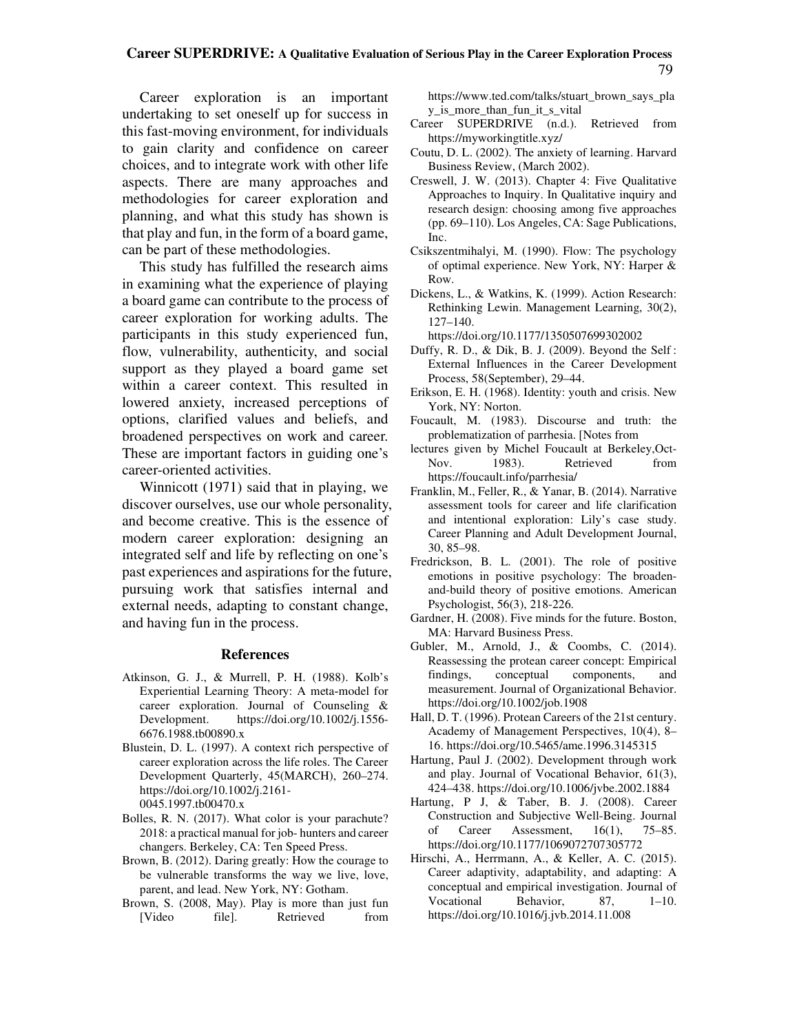Career exploration is an important undertaking to set oneself up for success in this fast-moving environment, for individuals to gain clarity and confidence on career choices, and to integrate work with other life aspects. There are many approaches and methodologies for career exploration and planning, and what this study has shown is that play and fun, in the form of a board game, can be part of these methodologies.

This study has fulfilled the research aims in examining what the experience of playing a board game can contribute to the process of career exploration for working adults. The participants in this study experienced fun, flow, vulnerability, authenticity, and social support as they played a board game set within a career context. This resulted in lowered anxiety, increased perceptions of options, clarified values and beliefs, and broadened perspectives on work and career. These are important factors in guiding one's career-oriented activities.

Winnicott (1971) said that in playing, we discover ourselves, use our whole personality, and become creative. This is the essence of modern career exploration: designing an integrated self and life by reflecting on one's past experiences and aspirations for the future, pursuing work that satisfies internal and external needs, adapting to constant change, and having fun in the process.

## References

Atkinson, G. J., & Murrell, P. H. (1988). Kolb's Experiential Learning Theory: A meta-model for career exploration. Journal of Counseling & Development. https://doi.org/10.1002/j.1556-6676.1988.tb00890.x

Blustein, D. L. (1997). A context rich perspective of career exploration across the life roles. The Career Development Quarterly, 45(MARCH), 260–274. https://doi.org/10.1002/j.2161-0045.1997.tb00470.x

Bolles, R. N. (2017). What color is your parachute? 2018: a practical manual for job- hunters and career changers. Berkeley, CA: Ten Speed Press.

Brown, B. (2012). Daring greatly: How the courage to be vulnerable transforms the way we live, love, parent, and lead. New York, NY: Gotham.

Brown, S. (2008, May). Play is more than just fun [Video file]. Retrieved from https://www.ted.com/talks/stuart_brown_says_play_is_more_than_fun_it_s_vital

Career SUPERDRIVE (n.d.). Retrieved from https://myworkingtitle.xyz/

Coutu, D. L. (2002). The anxiety of learning. Harvard Business Review, (March 2002).

Creswell, J. W. (2013). Chapter 4: Five Qualitative Approaches to Inquiry. In Qualitative inquiry and research design: choosing among five approaches (pp. 69–110). Los Angeles, CA: Sage Publications, Inc.

Csikszentmihalyi, M. (1990). Flow: The psychology of optimal experience. New York, NY: Harper & Row.

Dickens, L., & Watkins, K. (1999). Action Research: Rethinking Lewin. Management Learning, 30(2), 127–140. https://doi.org/10.1177/1350507699302002

Duffy, R. D., & Dik, B. J. (2009). Beyond the Self : External Influences in the Career Development Process, 58(September), 29–44.

Erikson, E. H. (1968). Identity: youth and crisis. New York, NY: Norton.

Foucault, M. (1983). Discourse and truth: the problematization of parrhesia. [Notes from lectures given by Michel Foucault at Berkeley,Oct-Nov. 1983). Retrieved from https://foucault.info/parrhesia/

Franklin, M., Feller, R., & Yanar, B. (2014). Narrative assessment tools for career and life clarification and intentional exploration: Lily's case study. Career Planning and Adult Development Journal, 30, 85–98.

Fredrickson, B. L. (2001). The role of positive emotions in positive psychology: The broaden-and-build theory of positive emotions. American Psychologist, 56(3), 218-226.

Gardner, H. (2008). Five minds for the future. Boston, MA: Harvard Business Press.

Gubler, M., Arnold, J., & Coombs, C. (2014). Reassessing the protean career concept: Empirical findings, conceptual components, and measurement. Journal of Organizational Behavior. https://doi.org/10.1002/job.1908

Hall, D. T. (1996). Protean Careers of the 21st century. Academy of Management Perspectives, 10(4), 8–16. https://doi.org/10.5465/ame.1996.3145315

Hartung, Paul J. (2002). Development through work and play. Journal of Vocational Behavior, 61(3), 424–438. https://doi.org/10.1006/jvbe.2002.1884

Hartung, P J, & Taber, B. J. (2008). Career Construction and Subjective Well-Being. Journal of Career Assessment, 16(1), 75–85. https://doi.org/10.1177/1069072707305772

Hirschi, A., Herrmann, A., & Keller, A. C. (2015). Career adaptivity, adaptability, and adapting: A conceptual and empirical investigation. Journal of Vocational Behavior, 87, 1–10. https://doi.org/10.1016/j.jvb.2014.11.008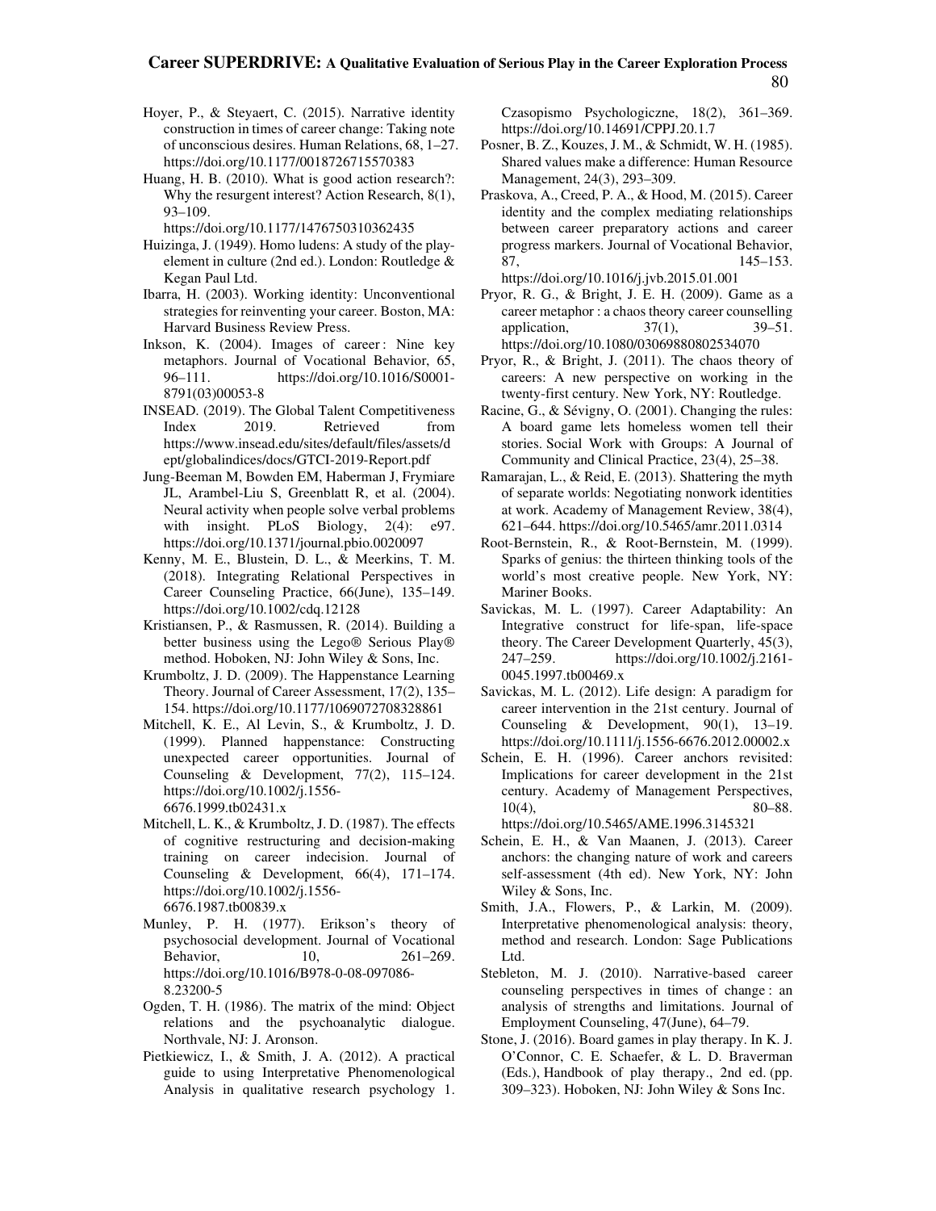Hoyer, P., & Steyaert, C. (2015). Narrative identity construction in times of career change: Taking note of unconscious desires. Human Relations, 68, 1–27. https://doi.org/10.1177/0018726715570383

Huang, H. B. (2010). What is good action research?: Why the resurgent interest? Action Research, 8(1), 93–109. https://doi.org/10.1177/1476750310362435

Huizinga, J. (1949). Homo ludens: A study of the play-element in culture (2nd ed.). London: Routledge & Kegan Paul Ltd.

Ibarra, H. (2003). Working identity: Unconventional strategies for reinventing your career. Boston, MA: Harvard Business Review Press.

Inkson, K. (2004). Images of career : Nine key metaphors. Journal of Vocational Behavior, 65, 96–111. https://doi.org/10.1016/S0001-8791(03)00053-8

INSEAD. (2019). The Global Talent Competitiveness Index 2019. Retrieved from https://www.insead.edu/sites/default/files/assets/dept/globalindices/docs/GTCI-2019-Report.pdf

Jung-Beeman M, Bowden EM, Haberman J, Frymiare JL, Arambel-Liu S, Greenblatt R, et al. (2004). Neural activity when people solve verbal problems with insight. PLoS Biology, 2(4): e97. https://doi.org/10.1371/journal.pbio.0020097

Kenny, M. E., Blustein, D. L., & Meerkins, T. M. (2018). Integrating Relational Perspectives in Career Counseling Practice, 66(June), 135–149. https://doi.org/10.1002/cdq.12128

Kristiansen, P., & Rasmussen, R. (2014). Building a better business using the Lego® Serious Play® method. Hoboken, NJ: John Wiley & Sons, Inc.

Krumboltz, J. D. (2009). The Happenstance Learning Theory. Journal of Career Assessment, 17(2), 135–154. https://doi.org/10.1177/1069072708328861

Mitchell, K. E., Al Levin, S., & Krumboltz, J. D. (1999). Planned happenstance: Constructing unexpected career opportunities. Journal of Counseling & Development, 77(2), 115–124. https://doi.org/10.1002/j.1556-6676.1999.tb02431.x

Mitchell, L. K., & Krumboltz, J. D. (1987). The effects of cognitive restructuring and decision-making training on career indecision. Journal of Counseling & Development, 66(4), 171–174. https://doi.org/10.1002/j.1556-6676.1987.tb00839.x

Munley, P. H. (1977). Erikson's theory of psychosocial development. Journal of Vocational Behavior, 10, 261–269. https://doi.org/10.1016/B978-0-08-097086-8.23200-5

Ogden, T. H. (1986). The matrix of the mind: Object relations and the psychoanalytic dialogue. Northvale, NJ: J. Aronson.

Pietkiewicz, I., & Smith, J. A. (2012). A practical guide to using Interpretative Phenomenological Analysis in qualitative research psychology 1. Czasopismo Psychologiczne, 18(2), 361–369. https://doi.org/10.14691/CPPJ.20.1.7

Posner, B. Z., Kouzes, J. M., & Schmidt, W. H. (1985). Shared values make a difference: Human Resource Management, 24(3), 293–309.

Praskova, A., Creed, P. A., & Hood, M. (2015). Career identity and the complex mediating relationships between career preparatory actions and career progress markers. Journal of Vocational Behavior, 87, 145–153. https://doi.org/10.1016/j.jvb.2015.01.001

Pryor, R. G., & Bright, J. E. H. (2009). Game as a career metaphor : a chaos theory career counselling application, 37(1), 39–51. https://doi.org/10.1080/03069880802534070

Pryor, R., & Bright, J. (2011). The chaos theory of careers: A new perspective on working in the twenty-first century. New York, NY: Routledge.

Racine, G., & Sévigny, O. (2001). Changing the rules: A board game lets homeless women tell their stories. Social Work with Groups: A Journal of Community and Clinical Practice, 23(4), 25–38.

Ramarajan, L., & Reid, E. (2013). Shattering the myth of separate worlds: Negotiating nonwork identities at work. Academy of Management Review, 38(4), 621–644. https://doi.org/10.5465/amr.2011.0314

Root-Bernstein, R., & Root-Bernstein, M. (1999). Sparks of genius: the thirteen thinking tools of the world's most creative people. New York, NY: Mariner Books.

Savickas, M. L. (1997). Career Adaptability: An Integrative construct for life-span, life-space theory. The Career Development Quarterly, 45(3), 247–259. https://doi.org/10.1002/j.2161-0045.1997.tb00469.x

Savickas, M. L. (2012). Life design: A paradigm for career intervention in the 21st century. Journal of Counseling & Development, 90(1), 13–19. https://doi.org/10.1111/j.1556-6676.2012.00002.x

Schein, E. H. (1996). Career anchors revisited: Implications for career development in the 21st century. Academy of Management Perspectives, 10(4), 80–88. https://doi.org/10.5465/AME.1996.3145321

Schein, E. H., & Van Maanen, J. (2013). Career anchors: the changing nature of work and careers self-assessment (4th ed). New York, NY: John Wiley & Sons, Inc.

Smith, J.A., Flowers, P., & Larkin, M. (2009). Interpretative phenomenological analysis: theory, method and research. London: Sage Publications Ltd.

Stebleton, M. J. (2010). Narrative-based career counseling perspectives in times of change : an analysis of strengths and limitations. Journal of Employment Counseling, 47(June), 64–79.

Stone, J. (2016). Board games in play therapy. In K. J. O'Connor, C. E. Schaefer, & L. D. Braverman (Eds.), Handbook of play therapy., 2nd ed. (pp. 309–323). Hoboken, NJ: John Wiley & Sons Inc.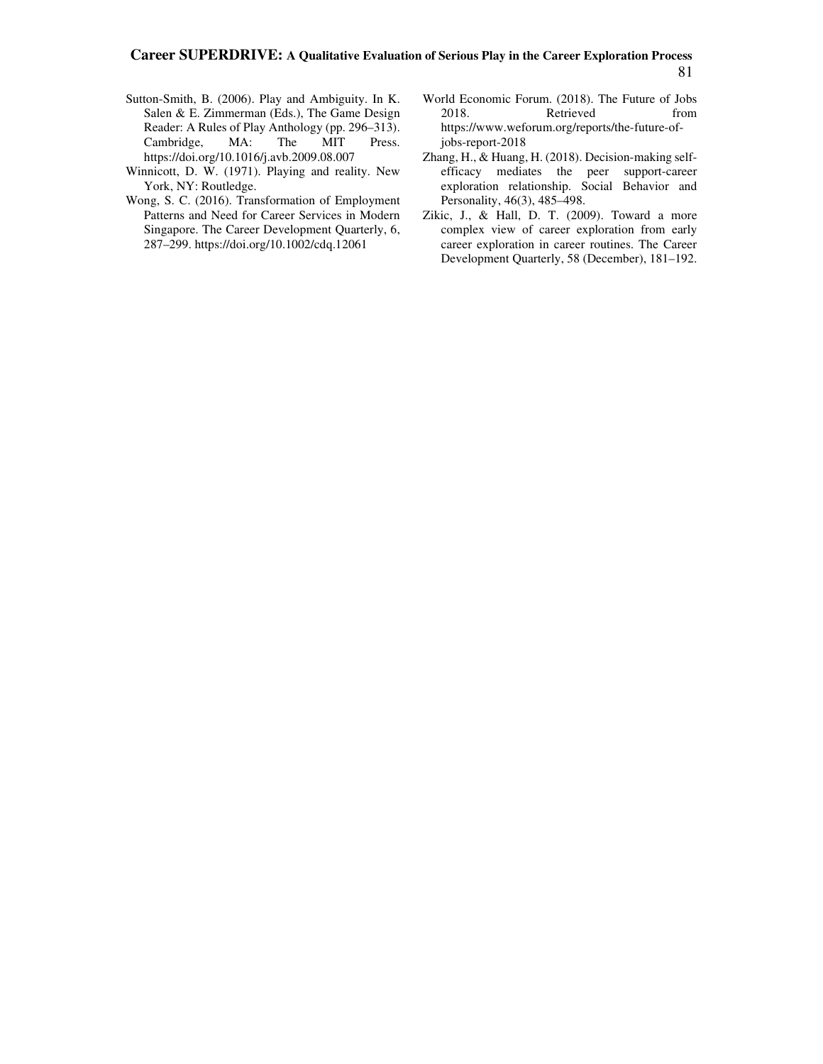Sutton-Smith, B. (2006). Play and Ambiguity. In K. Salen & E. Zimmerman (Eds.), The Game Design Reader: A Rules of Play Anthology (pp. 296–313). Cambridge, MA: The MIT Press. https://doi.org/10.1016/j.avb.2009.08.007

Winnicott, D. W. (1971). Playing and reality. New York, NY: Routledge.

Wong, S. C. (2016). Transformation of Employment Patterns and Need for Career Services in Modern Singapore. The Career Development Quarterly, 6, 287–299. https://doi.org/10.1002/cdq.12061

World Economic Forum. (2018). The Future of Jobs 2018. Retrieved from https://www.weforum.org/reports/the-future-of-jobs-report-2018

Zhang, H., & Huang, H. (2018). Decision-making self-efficacy mediates the peer support-career exploration relationship. Social Behavior and Personality, 46(3), 485–498.

Zikic, J., & Hall, D. T. (2009). Toward a more complex view of career exploration from early career exploration in career routines. The Career Development Quarterly, 58 (December), 181–192.